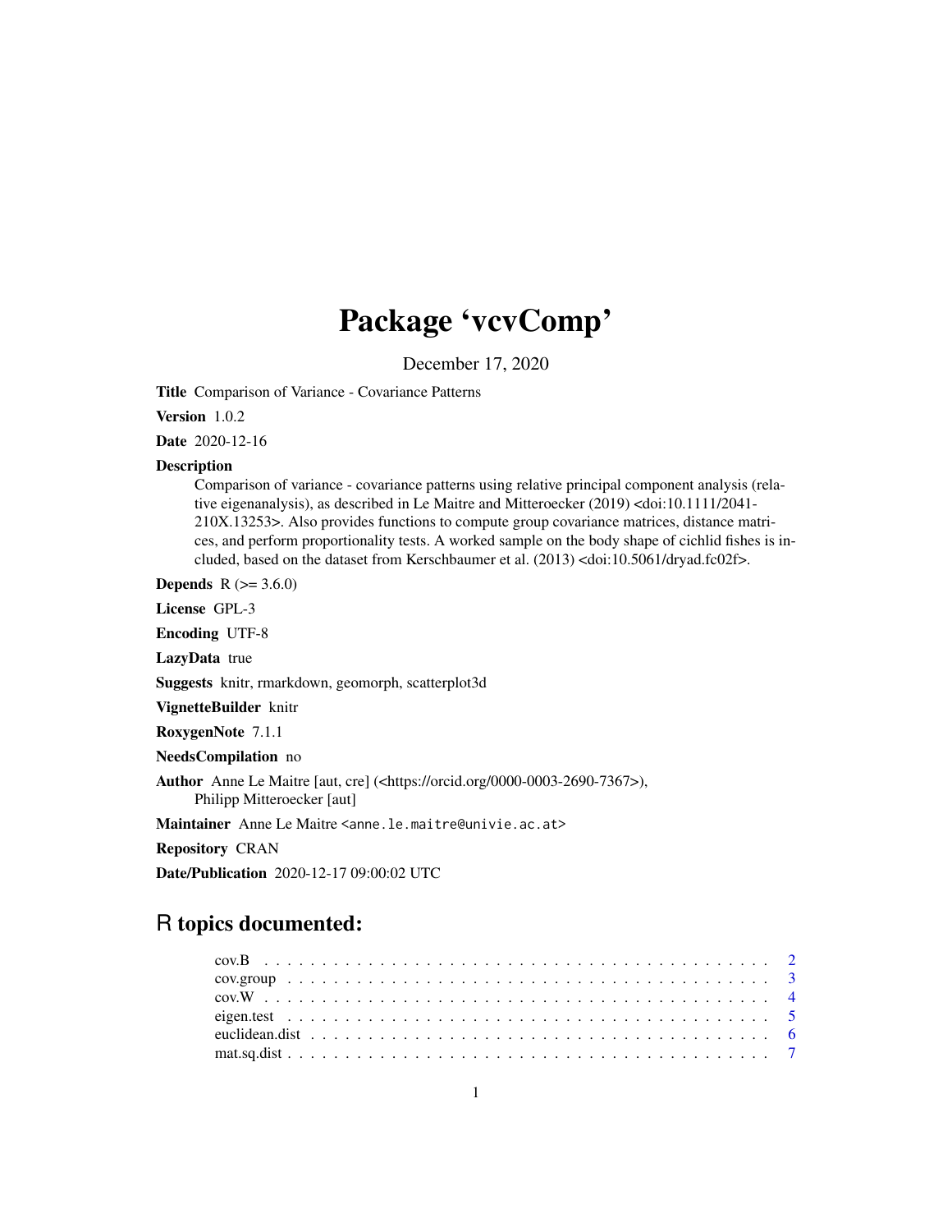# Package 'vcvComp'

December 17, 2020

**Title** Comparison of Variance - Covariance Patterns

**Version** 1.0.2

**Date** 2020-12-16

**Description**
Comparison of variance - covariance patterns using relative principal component analysis (relative eigenanalysis), as described in Le Maitre and Mitteroecker (2019) <doi:10.1111/2041-210X.13253>. Also provides functions to compute group covariance matrices, distance matrices, and perform proportionality tests. A worked sample on the body shape of cichlid fishes is included, based on the dataset from Kerschbaumer et al. (2013) <doi:10.5061/dryad.fc02f>.

**Depends** R (>= 3.6.0)

**License** GPL-3

**Encoding** UTF-8

**LazyData** true

**Suggests** knitr, rmarkdown, geomorph, scatterplot3d

**VignetteBuilder** knitr

**RoxygenNote** 7.1.1

**NeedsCompilation** no

**Author** Anne Le Maitre [aut, cre] (<https://orcid.org/0000-0003-2690-7367>), Philipp Mitteroecker [aut]

**Maintainer** Anne Le Maitre <anne.le.maitre@univie.ac.at>

**Repository** CRAN

**Date/Publication** 2020-12-17 09:00:02 UTC

## R topics documented:

- cov.B . . . . . . . . . . . . . . . . . . . . . . . . . . . . . . . . . . . . . . . . . . 2
- cov.group . . . . . . . . . . . . . . . . . . . . . . . . . . . . . . . . . . . . . . . . 3
- cov.W . . . . . . . . . . . . . . . . . . . . . . . . . . . . . . . . . . . . . . . . . . 4
- eigen.test . . . . . . . . . . . . . . . . . . . . . . . . . . . . . . . . . . . . . . . . 5
- euclidean.dist . . . . . . . . . . . . . . . . . . . . . . . . . . . . . . . . . . . . . . 6
- mat.sq.dist . . . . . . . . . . . . . . . . . . . . . . . . . . . . . . . . . . . . . . . 7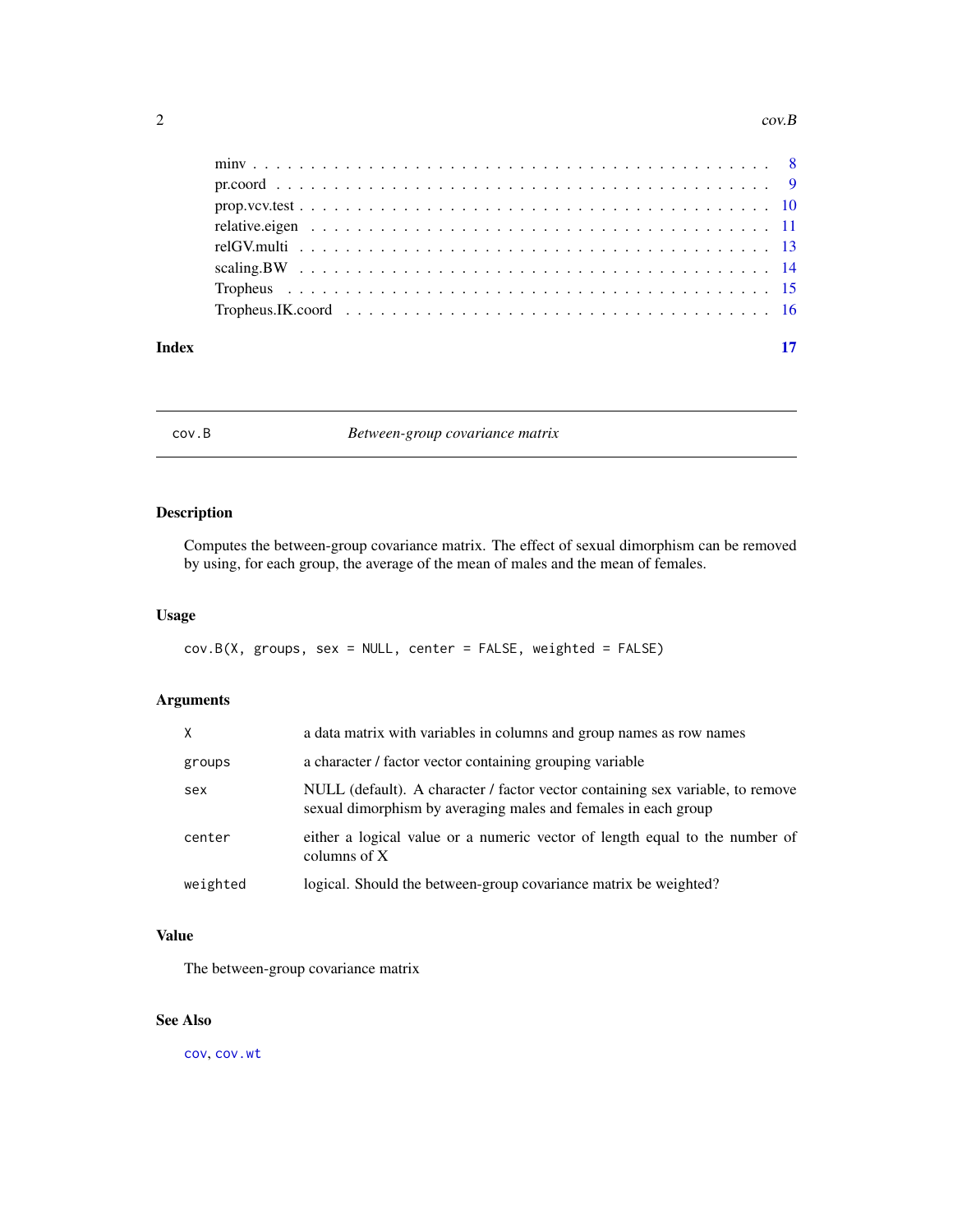minv . . . . . . . . . . . . . . . . . . . . . . . . . . . . . . . . . . . . . . . . . . 8
pr.coord . . . . . . . . . . . . . . . . . . . . . . . . . . . . . . . . . . . . . . . . 9
prop.vcv.test . . . . . . . . . . . . . . . . . . . . . . . . . . . . . . . . . . . . . . 10
relative.eigen . . . . . . . . . . . . . . . . . . . . . . . . . . . . . . . . . . . . . 11
relGV.multi . . . . . . . . . . . . . . . . . . . . . . . . . . . . . . . . . . . . . . 13
scaling.BW . . . . . . . . . . . . . . . . . . . . . . . . . . . . . . . . . . . . . . . 14
Tropheus . . . . . . . . . . . . . . . . . . . . . . . . . . . . . . . . . . . . . . . . 15
Tropheus.IK.coord . . . . . . . . . . . . . . . . . . . . . . . . . . . . . . . . . . . 16

**Index** 17

---

`cov.B` *Between-group covariance matrix*

---

## Description

Computes the between-group covariance matrix. The effect of sexual dimorphism can be removed by using, for each group, the average of the mean of males and the mean of females.

## Usage

```
cov.B(X, groups, sex = NULL, center = FALSE, weighted = FALSE)
```

## Arguments

| | |
|---|---|
| `X` | a data matrix with variables in columns and group names as row names |
| `groups` | a character / factor vector containing grouping variable |
| `sex` | NULL (default). A character / factor vector containing sex variable, to remove sexual dimorphism by averaging males and females in each group |
| `center` | either a logical value or a numeric vector of length equal to the number of columns of X |
| `weighted` | logical. Should the between-group covariance matrix be weighted? |

## Value

The between-group covariance matrix

## See Also

`cov`, `cov.wt`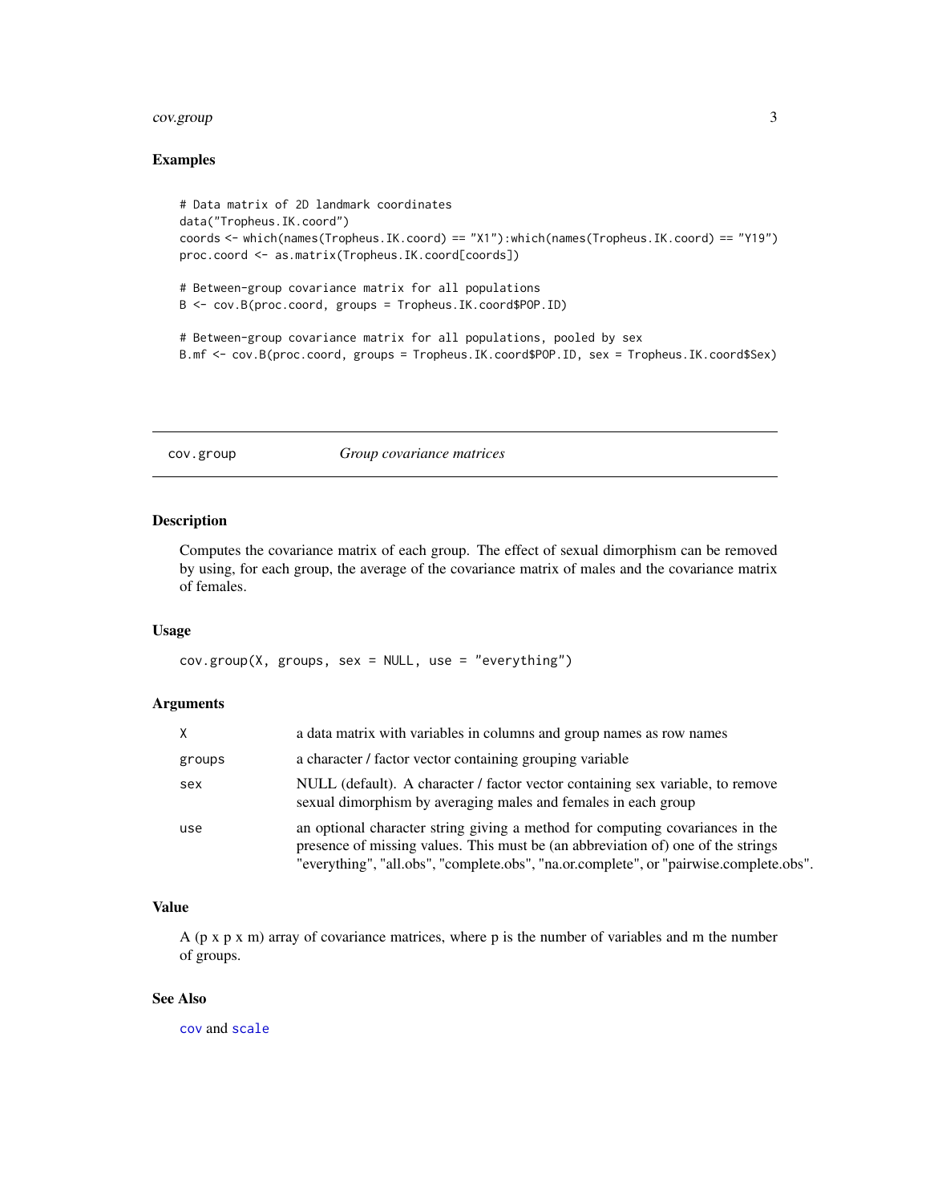## Examples

```
# Data matrix of 2D landmark coordinates
data("Tropheus.IK.coord")
coords <- which(names(Tropheus.IK.coord) == "X1"):which(names(Tropheus.IK.coord) == "Y19")
proc.coord <- as.matrix(Tropheus.IK.coord[coords])

# Between-group covariance matrix for all populations
B <- cov.B(proc.coord, groups = Tropheus.IK.coord$POP.ID)

# Between-group covariance matrix for all populations, pooled by sex
B.mf <- cov.B(proc.coord, groups = Tropheus.IK.coord$POP.ID, sex = Tropheus.IK.coord$Sex)
```

---

# cov.group — *Group covariance matrices*

## Description

Computes the covariance matrix of each group. The effect of sexual dimorphism can be removed by using, for each group, the average of the covariance matrix of males and the covariance matrix of females.

## Usage

```
cov.group(X, groups, sex = NULL, use = "everything")
```

## Arguments

| | |
|---|---|
| X | a data matrix with variables in columns and group names as row names |
| groups | a character / factor vector containing grouping variable |
| sex | NULL (default). A character / factor vector containing sex variable, to remove sexual dimorphism by averaging males and females in each group |
| use | an optional character string giving a method for computing covariances in the presence of missing values. This must be (an abbreviation of) one of the strings "everything", "all.obs", "complete.obs", "na.or.complete", or "pairwise.complete.obs". |

## Value

A (p x p x m) array of covariance matrices, where p is the number of variables and m the number of groups.

## See Also

cov and scale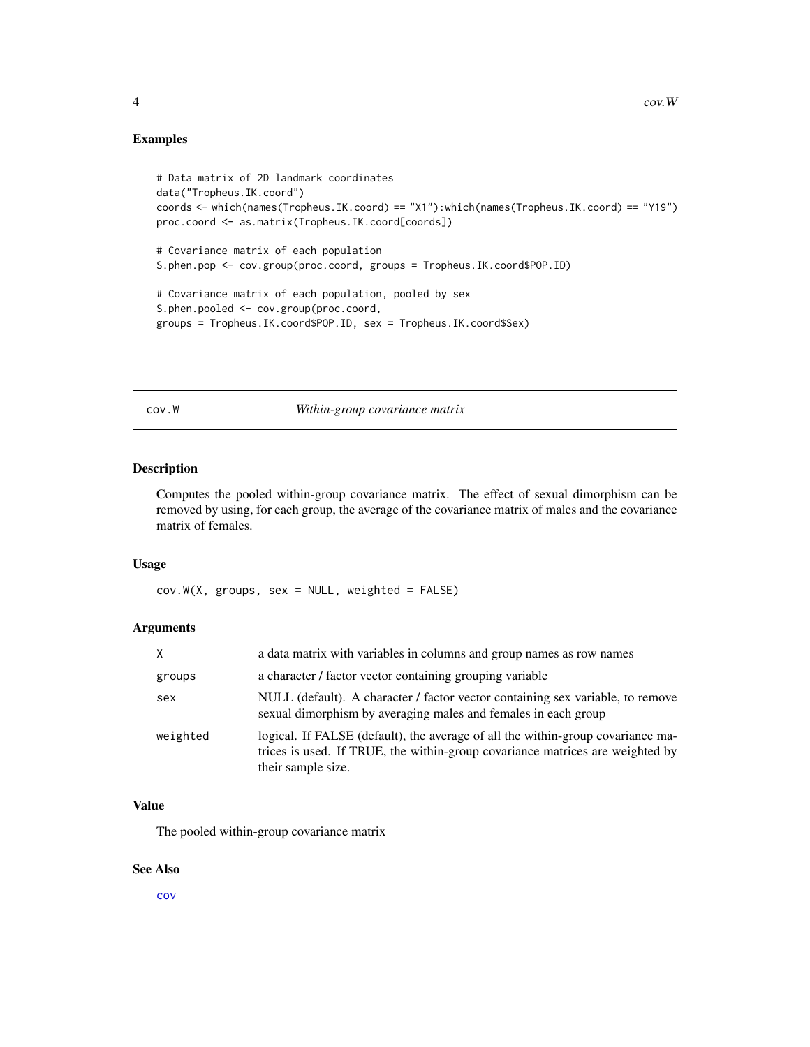## Examples

```
# Data matrix of 2D landmark coordinates
data("Tropheus.IK.coord")
coords <- which(names(Tropheus.IK.coord) == "X1"):which(names(Tropheus.IK.coord) == "Y19")
proc.coord <- as.matrix(Tropheus.IK.coord[coords])

# Covariance matrix of each population
S.phen.pop <- cov.group(proc.coord, groups = Tropheus.IK.coord$POP.ID)

# Covariance matrix of each population, pooled by sex
S.phen.pooled <- cov.group(proc.coord,
groups = Tropheus.IK.coord$POP.ID, sex = Tropheus.IK.coord$Sex)
```

---

# cov.W — *Within-group covariance matrix*

## Description

Computes the pooled within-group covariance matrix. The effect of sexual dimorphism can be removed by using, for each group, the average of the covariance matrix of males and the covariance matrix of females.

## Usage

```
cov.W(X, groups, sex = NULL, weighted = FALSE)
```

## Arguments

| | |
|---|---|
| X | a data matrix with variables in columns and group names as row names |
| groups | a character / factor vector containing grouping variable |
| sex | NULL (default). A character / factor vector containing sex variable, to remove sexual dimorphism by averaging males and females in each group |
| weighted | logical. If FALSE (default), the average of all the within-group covariance matrices is used. If TRUE, the within-group covariance matrices are weighted by their sample size. |

## Value

The pooled within-group covariance matrix

## See Also

cov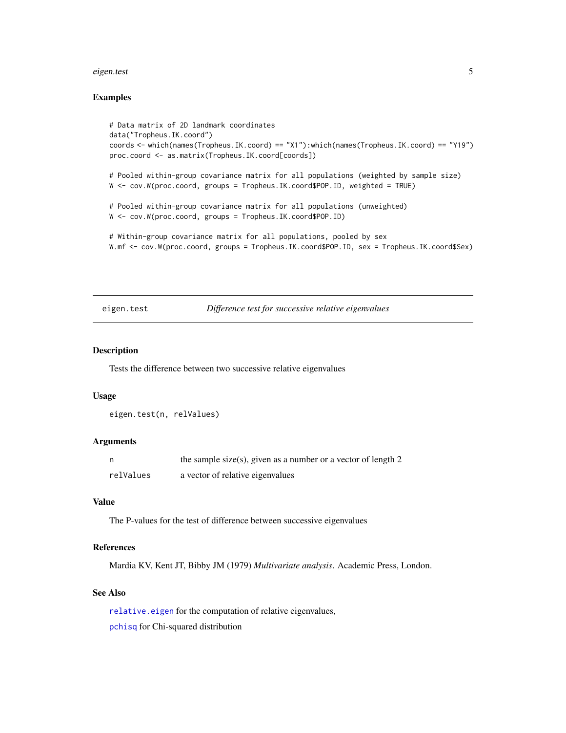## Examples

```
# Data matrix of 2D landmark coordinates
data("Tropheus.IK.coord")
coords <- which(names(Tropheus.IK.coord) == "X1"):which(names(Tropheus.IK.coord) == "Y19")
proc.coord <- as.matrix(Tropheus.IK.coord[coords])

# Pooled within-group covariance matrix for all populations (weighted by sample size)
W <- cov.W(proc.coord, groups = Tropheus.IK.coord$POP.ID, weighted = TRUE)

# Pooled within-group covariance matrix for all populations (unweighted)
W <- cov.W(proc.coord, groups = Tropheus.IK.coord$POP.ID)

# Within-group covariance matrix for all populations, pooled by sex
W.mf <- cov.W(proc.coord, groups = Tropheus.IK.coord$POP.ID, sex = Tropheus.IK.coord$Sex)
```

---

# eigen.test — *Difference test for successive relative eigenvalues*

## Description

Tests the difference between two successive relative eigenvalues

## Usage

```
eigen.test(n, relValues)
```

## Arguments

| | |
|---|---|
| `n` | the sample size(s), given as a number or a vector of length 2 |
| `relValues` | a vector of relative eigenvalues |

## Value

The P-values for the test of difference between successive eigenvalues

## References

Mardia KV, Kent JT, Bibby JM (1979) *Multivariate analysis*. Academic Press, London.

## See Also

`relative.eigen` for the computation of relative eigenvalues,

`pchisq` for Chi-squared distribution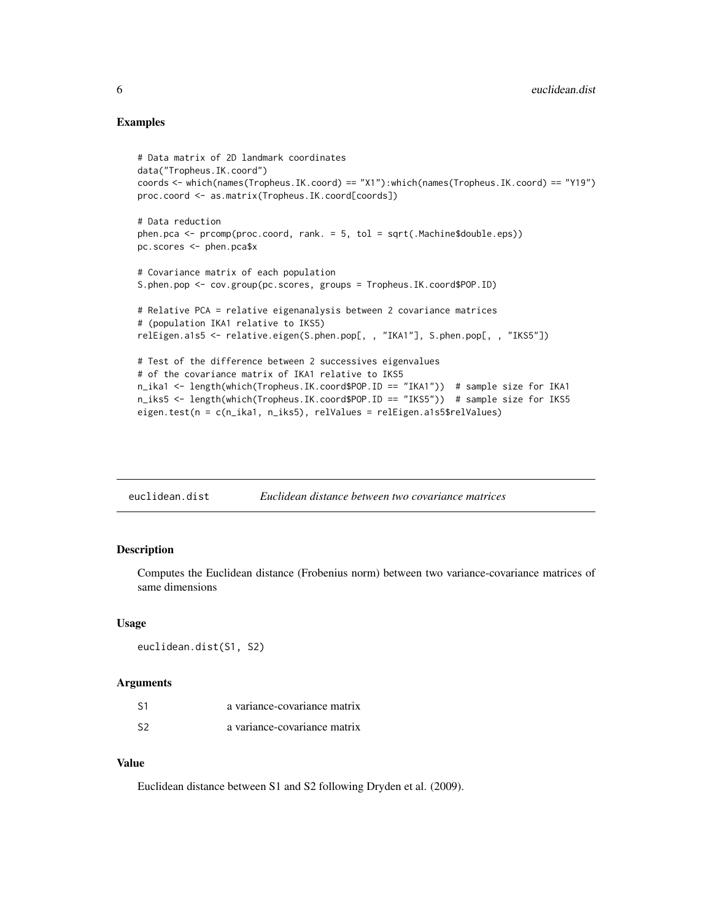## Examples

```
# Data matrix of 2D landmark coordinates
data("Tropheus.IK.coord")
coords <- which(names(Tropheus.IK.coord) == "X1"):which(names(Tropheus.IK.coord) == "Y19")
proc.coord <- as.matrix(Tropheus.IK.coord[coords])

# Data reduction
phen.pca <- prcomp(proc.coord, rank. = 5, tol = sqrt(.Machine$double.eps))
pc.scores <- phen.pca$x

# Covariance matrix of each population
S.phen.pop <- cov.group(pc.scores, groups = Tropheus.IK.coord$POP.ID)

# Relative PCA = relative eigenanalysis between 2 covariance matrices
# (population IKA1 relative to IKS5)
relEigen.a1s5 <- relative.eigen(S.phen.pop[, , "IKA1"], S.phen.pop[, , "IKS5"])

# Test of the difference between 2 successives eigenvalues
# of the covariance matrix of IKA1 relative to IKS5
n_ika1 <- length(which(Tropheus.IK.coord$POP.ID == "IKA1"))  # sample size for IKA1
n_iks5 <- length(which(Tropheus.IK.coord$POP.ID == "IKS5"))  # sample size for IKS5
eigen.test(n = c(n_ika1, n_iks5), relValues = relEigen.a1s5$relValues)
```

---

# euclidean.dist — *Euclidean distance between two covariance matrices*

## Description

Computes the Euclidean distance (Frobenius norm) between two variance-covariance matrices of same dimensions

## Usage

```
euclidean.dist(S1, S2)
```

## Arguments

| | |
|---|---|
| S1 | a variance-covariance matrix |
| S2 | a variance-covariance matrix |

## Value

Euclidean distance between S1 and S2 following Dryden et al. (2009).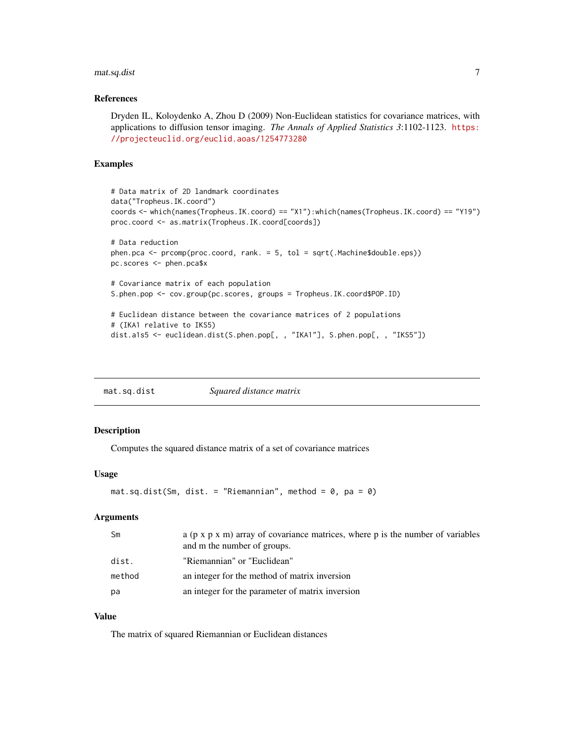## References

Dryden IL, Koloydenko A, Zhou D (2009) Non-Euclidean statistics for covariance matrices, with applications to diffusion tensor imaging. *The Annals of Applied Statistics 3*:1102-1123. https://projecteuclid.org/euclid.aoas/1254773280

## Examples

```
# Data matrix of 2D landmark coordinates
data("Tropheus.IK.coord")
coords <- which(names(Tropheus.IK.coord) == "X1"):which(names(Tropheus.IK.coord) == "Y19")
proc.coord <- as.matrix(Tropheus.IK.coord[coords])

# Data reduction
phen.pca <- prcomp(proc.coord, rank. = 5, tol = sqrt(.Machine$double.eps))
pc.scores <- phen.pca$x

# Covariance matrix of each population
S.phen.pop <- cov.group(pc.scores, groups = Tropheus.IK.coord$POP.ID)

# Euclidean distance between the covariance matrices of 2 populations
# (IKA1 relative to IKS5)
dist.a1s5 <- euclidean.dist(S.phen.pop[, , "IKA1"], S.phen.pop[, , "IKS5"])
```

---

# mat.sq.dist — *Squared distance matrix*

## Description

Computes the squared distance matrix of a set of covariance matrices

## Usage

```
mat.sq.dist(Sm, dist. = "Riemannian", method = 0, pa = 0)
```

## Arguments

| | |
|---|---|
| `Sm` | a (p x p x m) array of covariance matrices, where p is the number of variables and m the number of groups. |
| `dist.` | "Riemannian" or "Euclidean" |
| `method` | an integer for the method of matrix inversion |
| `pa` | an integer for the parameter of matrix inversion |

## Value

The matrix of squared Riemannian or Euclidean distances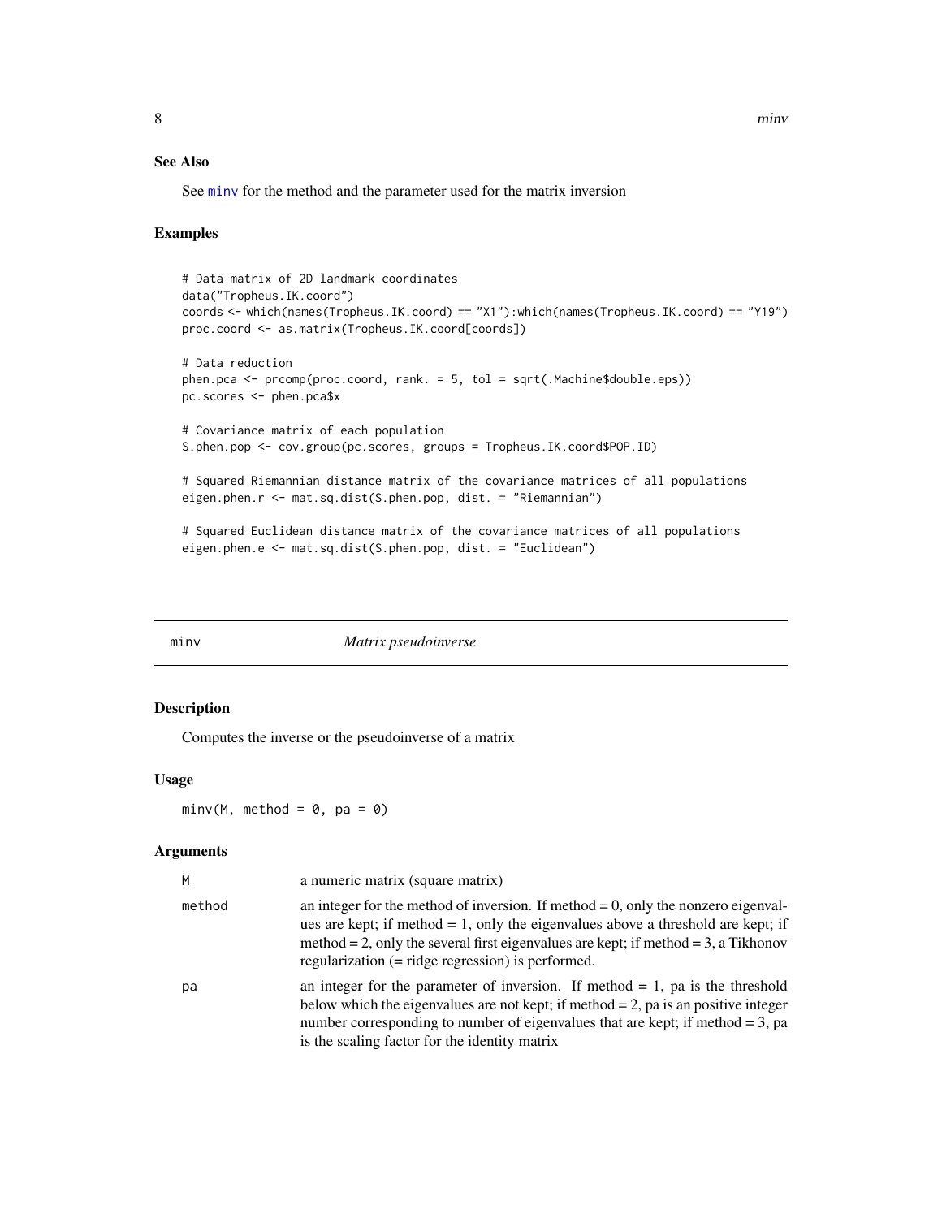## See Also

See minv for the method and the parameter used for the matrix inversion

## Examples

```
# Data matrix of 2D landmark coordinates
data("Tropheus.IK.coord")
coords <- which(names(Tropheus.IK.coord) == "X1"):which(names(Tropheus.IK.coord) == "Y19")
proc.coord <- as.matrix(Tropheus.IK.coord[coords])

# Data reduction
phen.pca <- prcomp(proc.coord, rank. = 5, tol = sqrt(.Machine$double.eps))
pc.scores <- phen.pca$x

# Covariance matrix of each population
S.phen.pop <- cov.group(pc.scores, groups = Tropheus.IK.coord$POP.ID)

# Squared Riemannian distance matrix of the covariance matrices of all populations
eigen.phen.r <- mat.sq.dist(S.phen.pop, dist. = "Riemannian")

# Squared Euclidean distance matrix of the covariance matrices of all populations
eigen.phen.e <- mat.sq.dist(S.phen.pop, dist. = "Euclidean")
```

---

# minv — *Matrix pseudoinverse*

## Description

Computes the inverse or the pseudoinverse of a matrix

## Usage

```
minv(M, method = 0, pa = 0)
```

## Arguments

| | |
|---|---|
| M | a numeric matrix (square matrix) |
| method | an integer for the method of inversion. If method = 0, only the nonzero eigenvalues are kept; if method = 1, only the eigenvalues above a threshold are kept; if method = 2, only the several first eigenvalues are kept; if method = 3, a Tikhonov regularization (= ridge regression) is performed. |
| pa | an integer for the parameter of inversion. If method = 1, pa is the threshold below which the eigenvalues are not kept; if method = 2, pa is an positive integer number corresponding to number of eigenvalues that are kept; if method = 3, pa is the scaling factor for the identity matrix |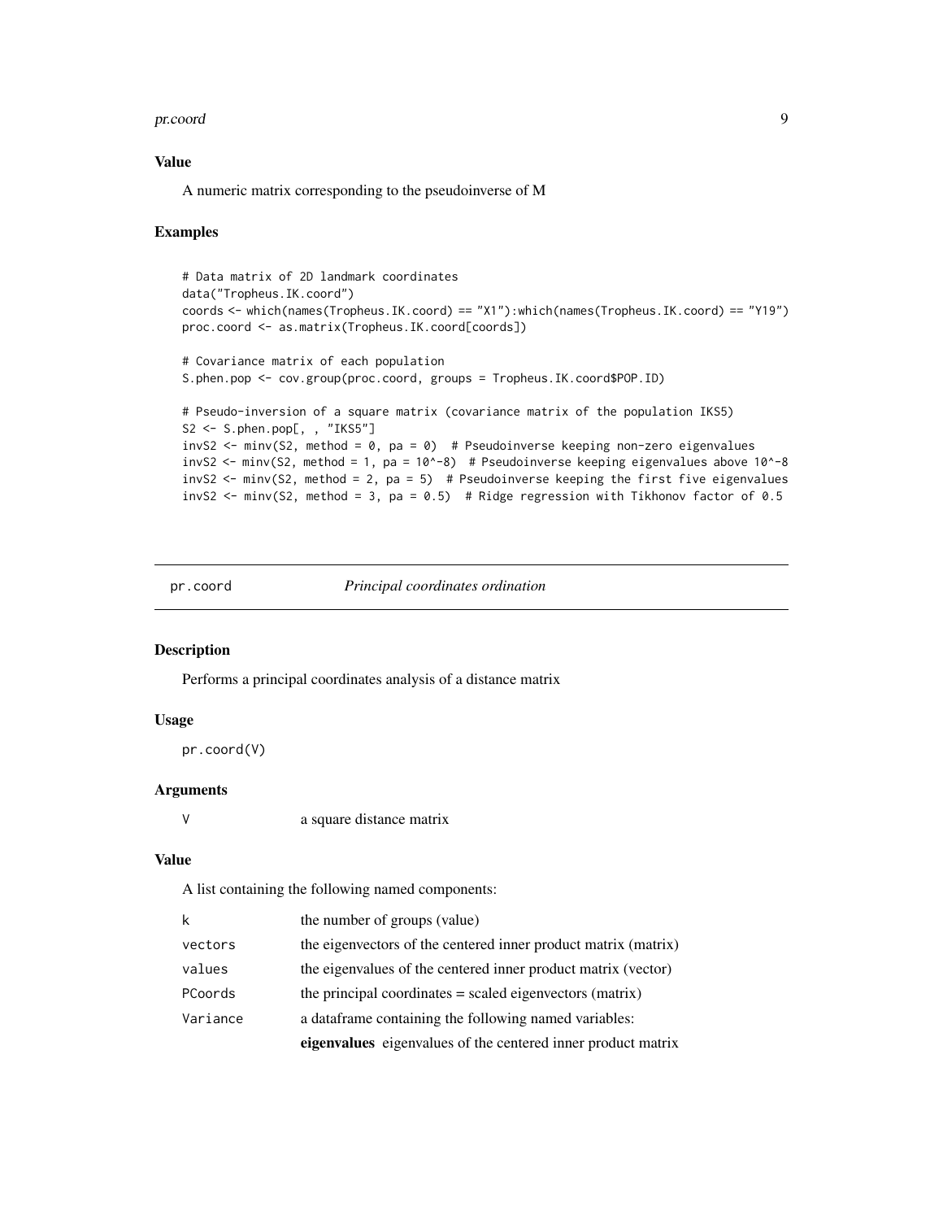### Value

A numeric matrix corresponding to the pseudoinverse of M

### Examples

```
# Data matrix of 2D landmark coordinates
data("Tropheus.IK.coord")
coords <- which(names(Tropheus.IK.coord) == "X1"):which(names(Tropheus.IK.coord) == "Y19")
proc.coord <- as.matrix(Tropheus.IK.coord[coords])

# Covariance matrix of each population
S.phen.pop <- cov.group(proc.coord, groups = Tropheus.IK.coord$POP.ID)

# Pseudo-inversion of a square matrix (covariance matrix of the population IKS5)
S2 <- S.phen.pop[, , "IKS5"]
invS2 <- minv(S2, method = 0, pa = 0)  # Pseudoinverse keeping non-zero eigenvalues
invS2 <- minv(S2, method = 1, pa = 10^-8)  # Pseudoinverse keeping eigenvalues above 10^-8
invS2 <- minv(S2, method = 2, pa = 5)  # Pseudoinverse keeping the first five eigenvalues
invS2 <- minv(S2, method = 3, pa = 0.5)  # Ridge regression with Tikhonov factor of 0.5
```

---

## pr.coord — *Principal coordinates ordination*

### Description

Performs a principal coordinates analysis of a distance matrix

### Usage

```
pr.coord(V)
```

### Arguments

| | |
|---|---|
| V | a square distance matrix |

### Value

A list containing the following named components:

| | |
|---|---|
| k | the number of groups (value) |
| vectors | the eigenvectors of the centered inner product matrix (matrix) |
| values | the eigenvalues of the centered inner product matrix (vector) |
| PCoords | the principal coordinates = scaled eigenvectors (matrix) |
| Variance | a dataframe containing the following named variables: |
| | **eigenvalues** eigenvalues of the centered inner product matrix |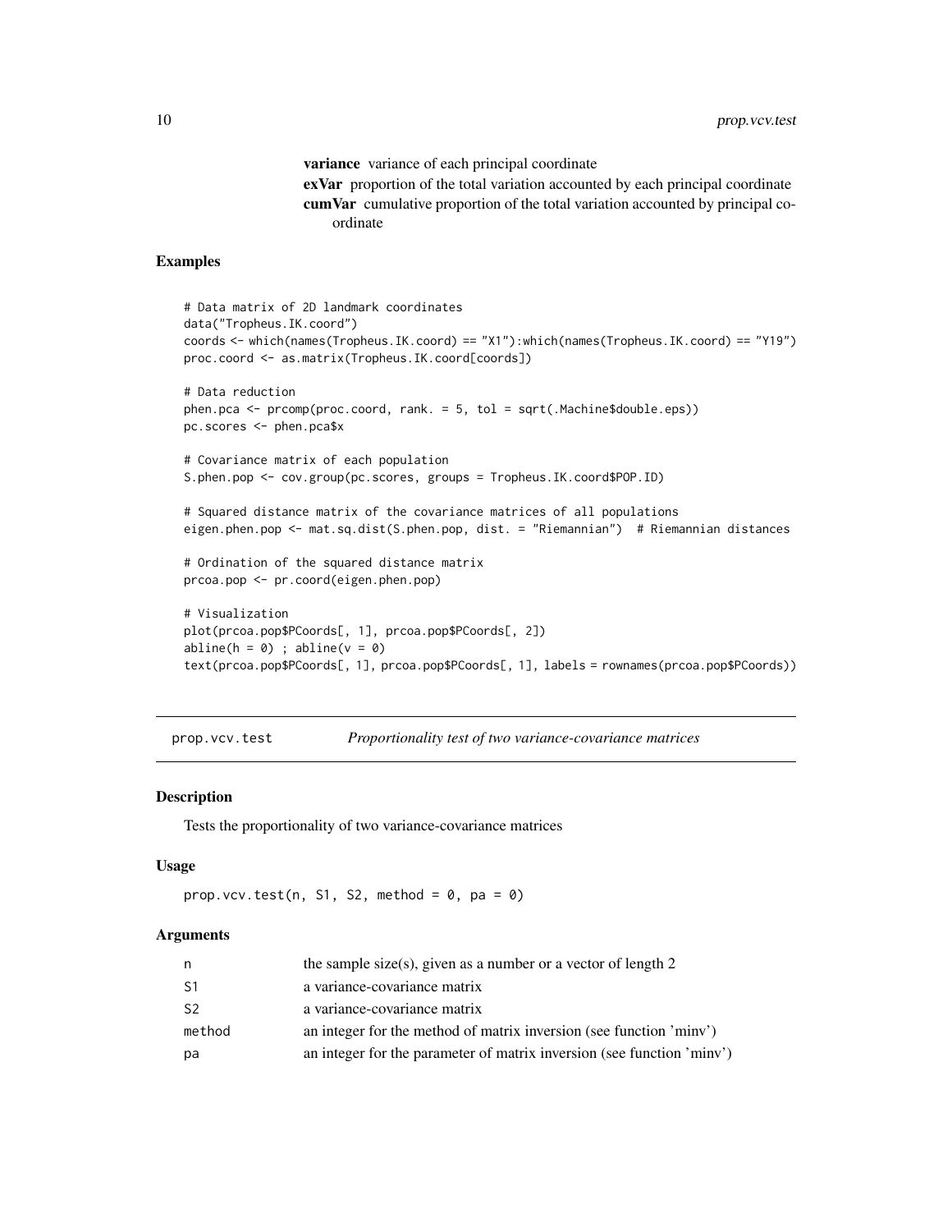**variance** variance of each principal coordinate

**exVar** proportion of the total variation accounted by each principal coordinate

**cumVar** cumulative proportion of the total variation accounted by principal coordinate

### Examples

```
# Data matrix of 2D landmark coordinates
data("Tropheus.IK.coord")
coords <- which(names(Tropheus.IK.coord) == "X1"):which(names(Tropheus.IK.coord) == "Y19")
proc.coord <- as.matrix(Tropheus.IK.coord[coords])

# Data reduction
phen.pca <- prcomp(proc.coord, rank. = 5, tol = sqrt(.Machine$double.eps))
pc.scores <- phen.pca$x

# Covariance matrix of each population
S.phen.pop <- cov.group(pc.scores, groups = Tropheus.IK.coord$POP.ID)

# Squared distance matrix of the covariance matrices of all populations
eigen.phen.pop <- mat.sq.dist(S.phen.pop, dist. = "Riemannian")  # Riemannian distances

# Ordination of the squared distance matrix
prcoa.pop <- pr.coord(eigen.phen.pop)

# Visualization
plot(prcoa.pop$PCoords[, 1], prcoa.pop$PCoords[, 2])
abline(h = 0) ; abline(v = 0)
text(prcoa.pop$PCoords[, 1], prcoa.pop$PCoords[, 1], labels = rownames(prcoa.pop$PCoords))
```

## prop.vcv.test — *Proportionality test of two variance-covariance matrices*

### Description

Tests the proportionality of two variance-covariance matrices

### Usage

```
prop.vcv.test(n, S1, S2, method = 0, pa = 0)
```

### Arguments

| | |
|---|---|
| n | the sample size(s), given as a number or a vector of length 2 |
| S1 | a variance-covariance matrix |
| S2 | a variance-covariance matrix |
| method | an integer for the method of matrix inversion (see function 'minv') |
| pa | an integer for the parameter of matrix inversion (see function 'minv') |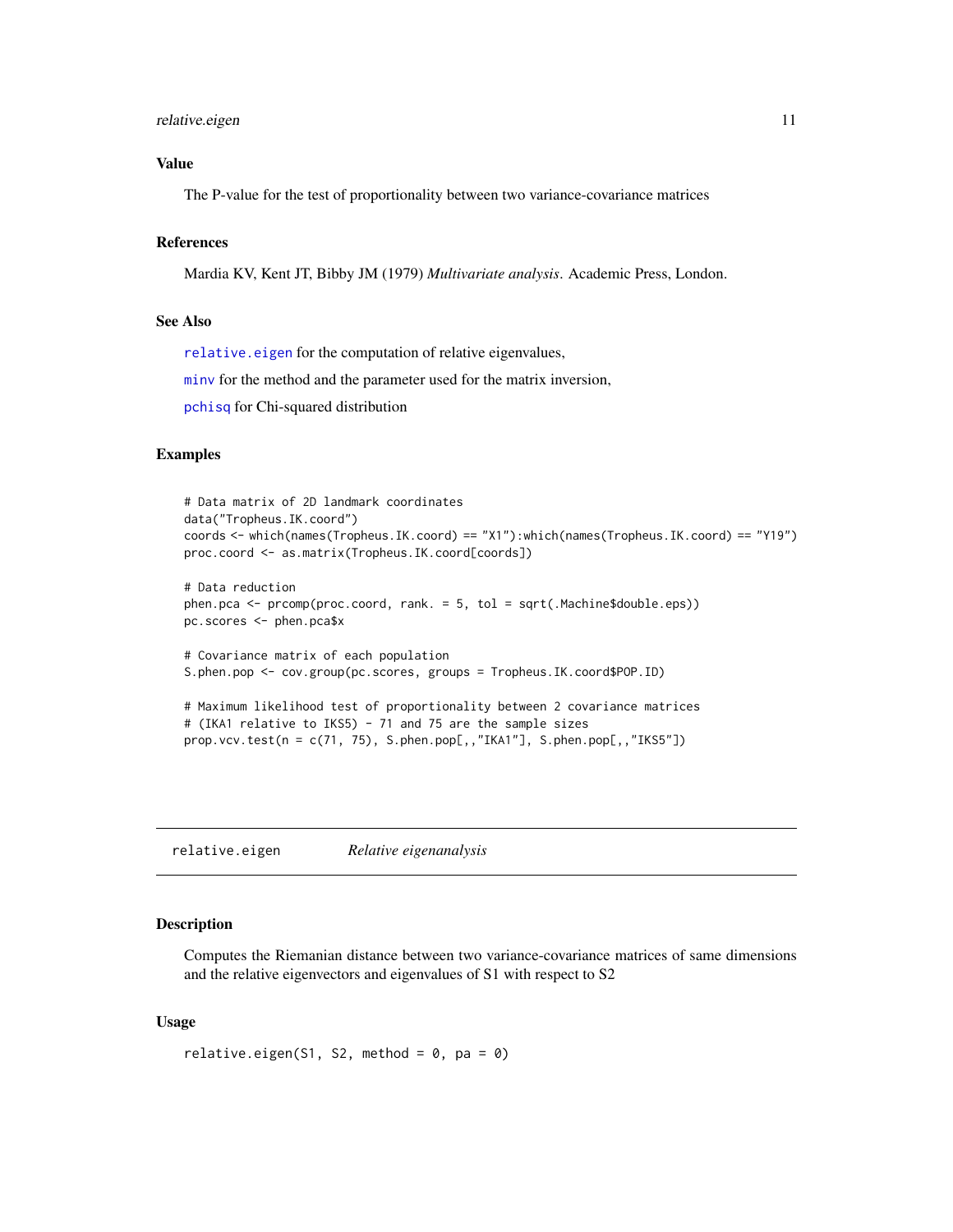### Value

The P-value for the test of proportionality between two variance-covariance matrices

### References

Mardia KV, Kent JT, Bibby JM (1979) *Multivariate analysis*. Academic Press, London.

### See Also

relative.eigen for the computation of relative eigenvalues,

minv for the method and the parameter used for the matrix inversion,

pchisq for Chi-squared distribution

### Examples

```
# Data matrix of 2D landmark coordinates
data("Tropheus.IK.coord")
coords <- which(names(Tropheus.IK.coord) == "X1"):which(names(Tropheus.IK.coord) == "Y19")
proc.coord <- as.matrix(Tropheus.IK.coord[coords])

# Data reduction
phen.pca <- prcomp(proc.coord, rank. = 5, tol = sqrt(.Machine$double.eps))
pc.scores <- phen.pca$x

# Covariance matrix of each population
S.phen.pop <- cov.group(pc.scores, groups = Tropheus.IK.coord$POP.ID)

# Maximum likelihood test of proportionality between 2 covariance matrices
# (IKA1 relative to IKS5) - 71 and 75 are the sample sizes
prop.vcv.test(n = c(71, 75), S.phen.pop[,,"IKA1"], S.phen.pop[,,"IKS5"])
```

---

## relative.eigen *Relative eigenanalysis*

### Description

Computes the Riemanian distance between two variance-covariance matrices of same dimensions and the relative eigenvectors and eigenvalues of S1 with respect to S2

### Usage

```
relative.eigen(S1, S2, method = 0, pa = 0)
```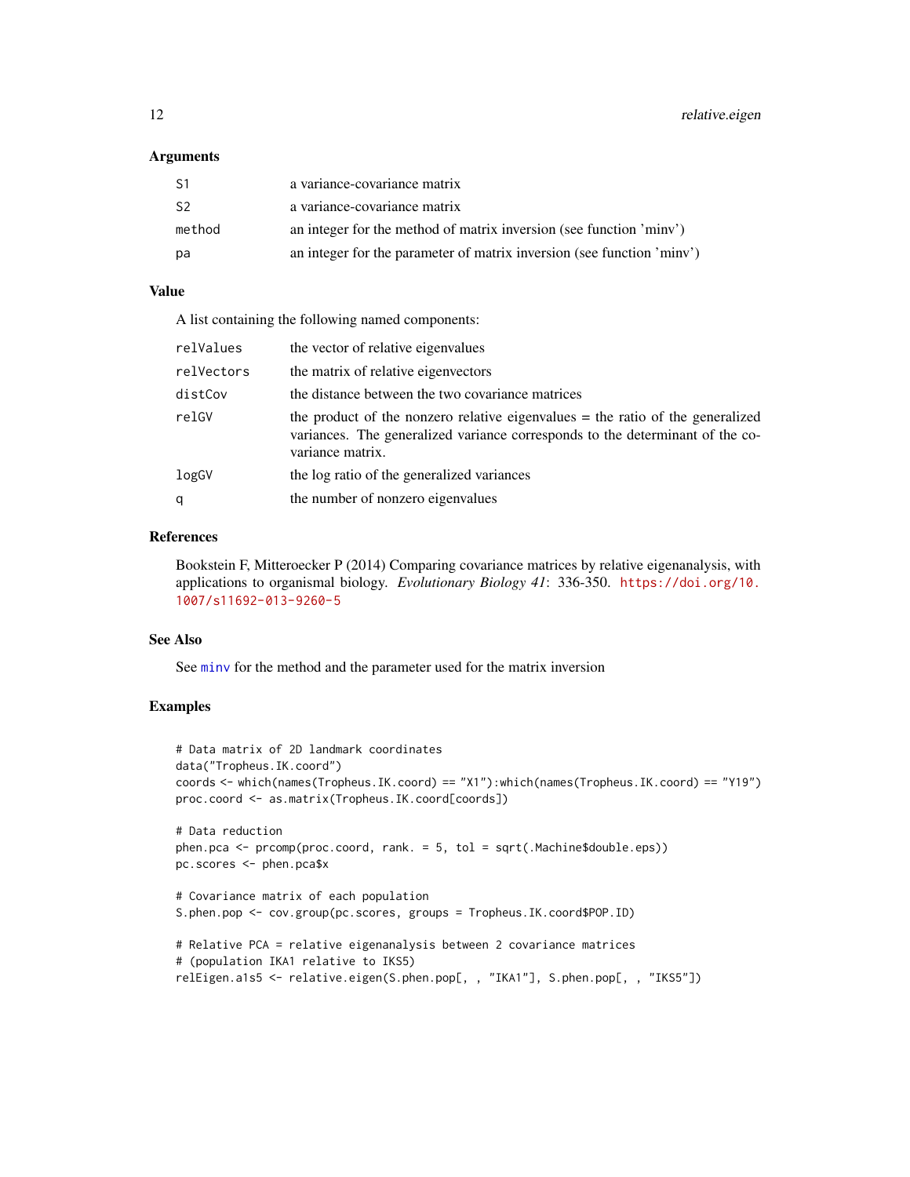## Arguments

| | |
|---|---|
| S1 | a variance-covariance matrix |
| S2 | a variance-covariance matrix |
| method | an integer for the method of matrix inversion (see function 'minv') |
| pa | an integer for the parameter of matrix inversion (see function 'minv') |

## Value

A list containing the following named components:

| | |
|---|---|
| relValues | the vector of relative eigenvalues |
| relVectors | the matrix of relative eigenvectors |
| distCov | the distance between the two covariance matrices |
| relGV | the product of the nonzero relative eigenvalues = the ratio of the generalized variances. The generalized variance corresponds to the determinant of the covariance matrix. |
| logGV | the log ratio of the generalized variances |
| q | the number of nonzero eigenvalues |

## References

Bookstein F, Mitteroecker P (2014) Comparing covariance matrices by relative eigenanalysis, with applications to organismal biology. *Evolutionary Biology 41*: 336-350. https://doi.org/10.1007/s11692-013-9260-5

## See Also

See minv for the method and the parameter used for the matrix inversion

## Examples

```
# Data matrix of 2D landmark coordinates
data("Tropheus.IK.coord")
coords <- which(names(Tropheus.IK.coord) == "X1"):which(names(Tropheus.IK.coord) == "Y19")
proc.coord <- as.matrix(Tropheus.IK.coord[coords])

# Data reduction
phen.pca <- prcomp(proc.coord, rank. = 5, tol = sqrt(.Machine$double.eps))
pc.scores <- phen.pca$x

# Covariance matrix of each population
S.phen.pop <- cov.group(pc.scores, groups = Tropheus.IK.coord$POP.ID)

# Relative PCA = relative eigenanalysis between 2 covariance matrices
# (population IKA1 relative to IKS5)
relEigen.a1s5 <- relative.eigen(S.phen.pop[, , "IKA1"], S.phen.pop[, , "IKS5"])
```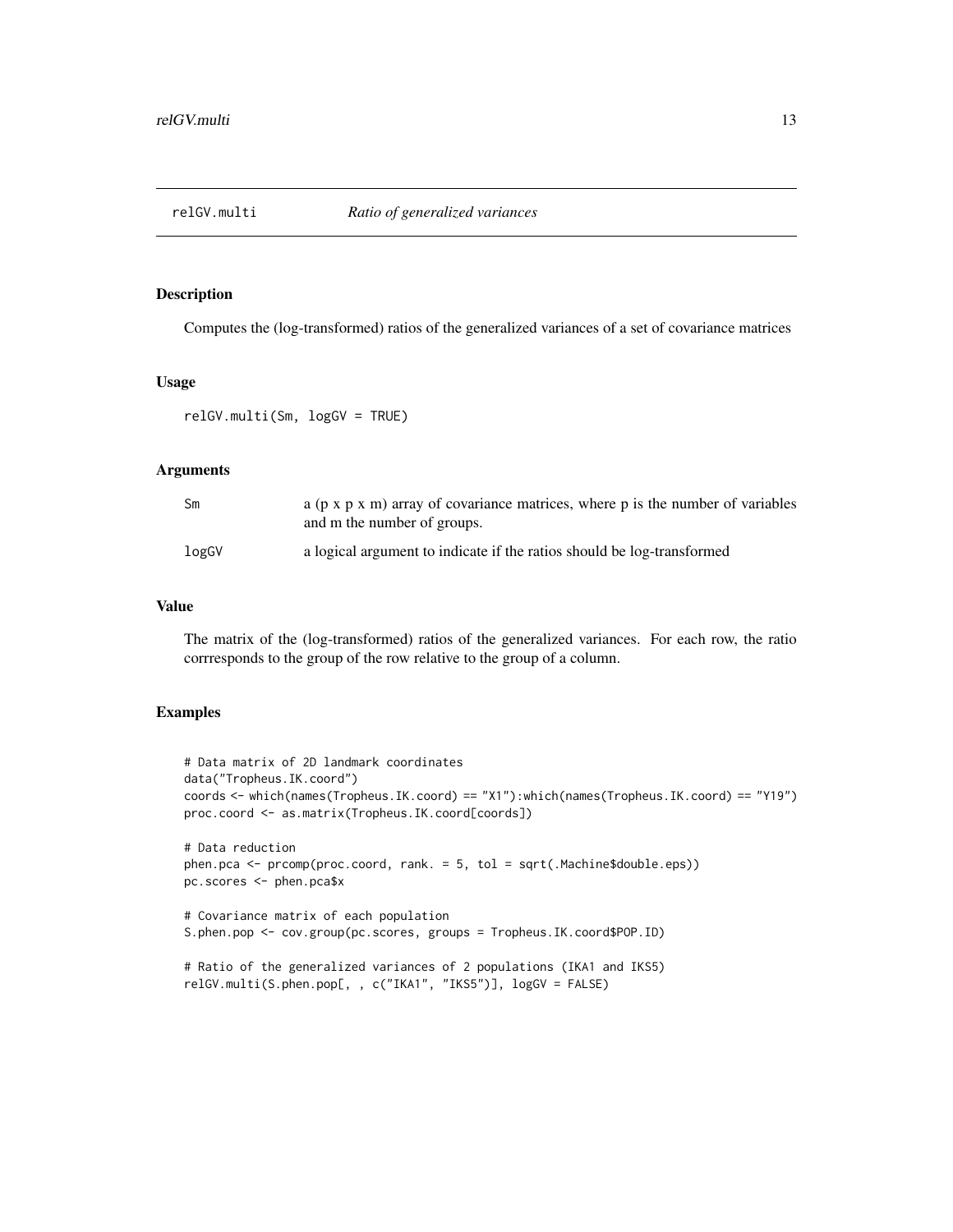# relGV.multi — *Ratio of generalized variances*

## Description

Computes the (log-transformed) ratios of the generalized variances of a set of covariance matrices

## Usage

```
relGV.multi(Sm, logGV = TRUE)
```

## Arguments

| | |
|---|---|
| Sm | a (p x p x m) array of covariance matrices, where p is the number of variables and m the number of groups. |
| logGV | a logical argument to indicate if the ratios should be log-transformed |

## Value

The matrix of the (log-transformed) ratios of the generalized variances. For each row, the ratio corrresponds to the group of the row relative to the group of a column.

## Examples

```
# Data matrix of 2D landmark coordinates
data("Tropheus.IK.coord")
coords <- which(names(Tropheus.IK.coord) == "X1"):which(names(Tropheus.IK.coord) == "Y19")
proc.coord <- as.matrix(Tropheus.IK.coord[coords])

# Data reduction
phen.pca <- prcomp(proc.coord, rank. = 5, tol = sqrt(.Machine$double.eps))
pc.scores <- phen.pca$x

# Covariance matrix of each population
S.phen.pop <- cov.group(pc.scores, groups = Tropheus.IK.coord$POP.ID)

# Ratio of the generalized variances of 2 populations (IKA1 and IKS5)
relGV.multi(S.phen.pop[, , c("IKA1", "IKS5")], logGV = FALSE)
```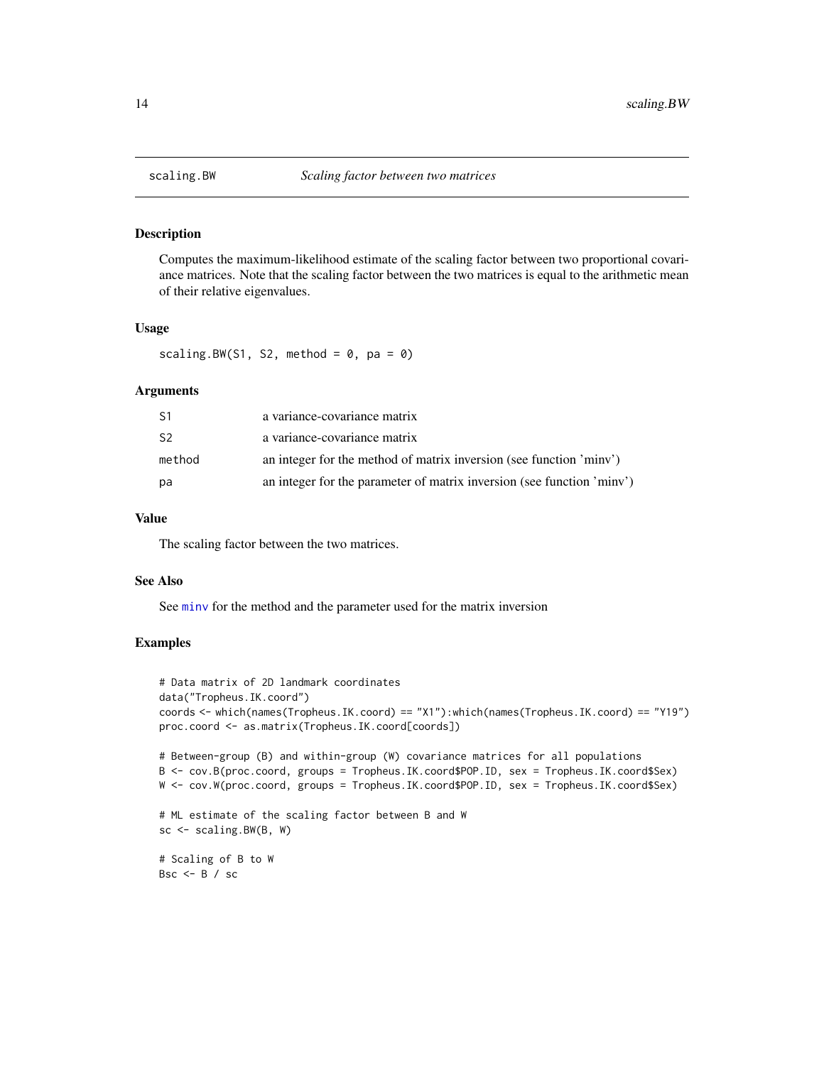# scaling.BW — *Scaling factor between two matrices*

## Description

Computes the maximum-likelihood estimate of the scaling factor between two proportional covariance matrices. Note that the scaling factor between the two matrices is equal to the arithmetic mean of their relative eigenvalues.

## Usage

```
scaling.BW(S1, S2, method = 0, pa = 0)
```

## Arguments

| | |
|---|---|
| S1 | a variance-covariance matrix |
| S2 | a variance-covariance matrix |
| method | an integer for the method of matrix inversion (see function 'minv') |
| pa | an integer for the parameter of matrix inversion (see function 'minv') |

## Value

The scaling factor between the two matrices.

## See Also

See minv for the method and the parameter used for the matrix inversion

## Examples

```
# Data matrix of 2D landmark coordinates
data("Tropheus.IK.coord")
coords <- which(names(Tropheus.IK.coord) == "X1"):which(names(Tropheus.IK.coord) == "Y19")
proc.coord <- as.matrix(Tropheus.IK.coord[coords])

# Between-group (B) and within-group (W) covariance matrices for all populations
B <- cov.B(proc.coord, groups = Tropheus.IK.coord$POP.ID, sex = Tropheus.IK.coord$Sex)
W <- cov.W(proc.coord, groups = Tropheus.IK.coord$POP.ID, sex = Tropheus.IK.coord$Sex)

# ML estimate of the scaling factor between B and W
sc <- scaling.BW(B, W)

# Scaling of B to W
Bsc <- B / sc
```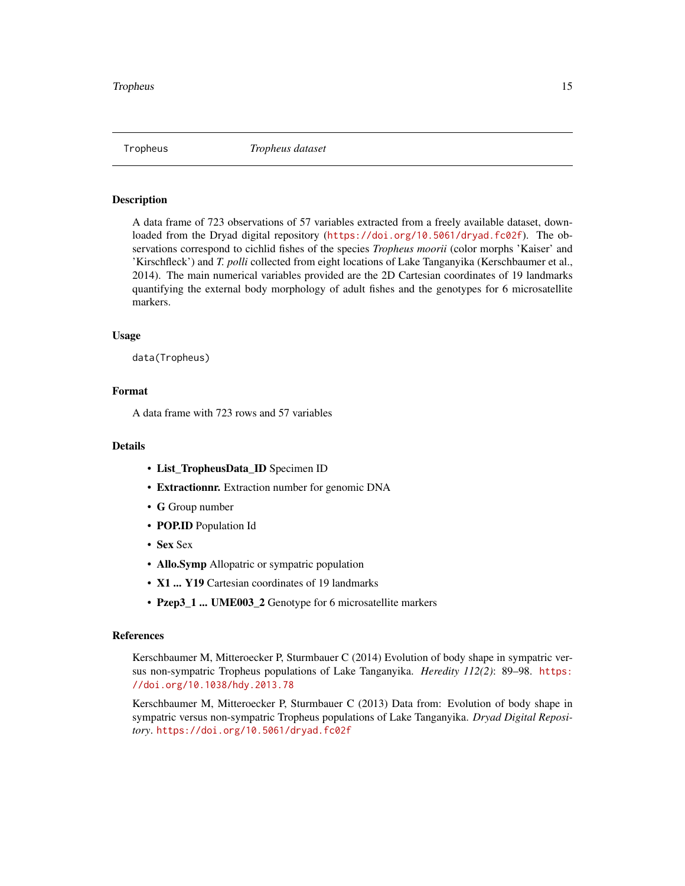Tropheus *Tropheus dataset*

## Description

A data frame of 723 observations of 57 variables extracted from a freely available dataset, downloaded from the Dryad digital repository (https://doi.org/10.5061/dryad.fc02f). The observations correspond to cichlid fishes of the species *Tropheus moorii* (color morphs 'Kaiser' and 'Kirschfleck') and *T. polli* collected from eight locations of Lake Tanganyika (Kerschbaumer et al., 2014). The main numerical variables provided are the 2D Cartesian coordinates of 19 landmarks quantifying the external body morphology of adult fishes and the genotypes for 6 microsatellite markers.

## Usage

```
data(Tropheus)
```

## Format

A data frame with 723 rows and 57 variables

## Details

- **List_TropheusData_ID** Specimen ID
- **Extractionnr.** Extraction number for genomic DNA
- **G** Group number
- **POP.ID** Population Id
- **Sex** Sex
- **Allo.Symp** Allopatric or sympatric population
- **X1 ... Y19** Cartesian coordinates of 19 landmarks
- **Pzep3_1 ... UME003_2** Genotype for 6 microsatellite markers

## References

Kerschbaumer M, Mitteroecker P, Sturmbauer C (2014) Evolution of body shape in sympatric versus non-sympatric Tropheus populations of Lake Tanganyika. *Heredity 112(2)*: 89–98. https://doi.org/10.1038/hdy.2013.78

Kerschbaumer M, Mitteroecker P, Sturmbauer C (2013) Data from: Evolution of body shape in sympatric versus non-sympatric Tropheus populations of Lake Tanganyika. *Dryad Digital Repository*. https://doi.org/10.5061/dryad.fc02f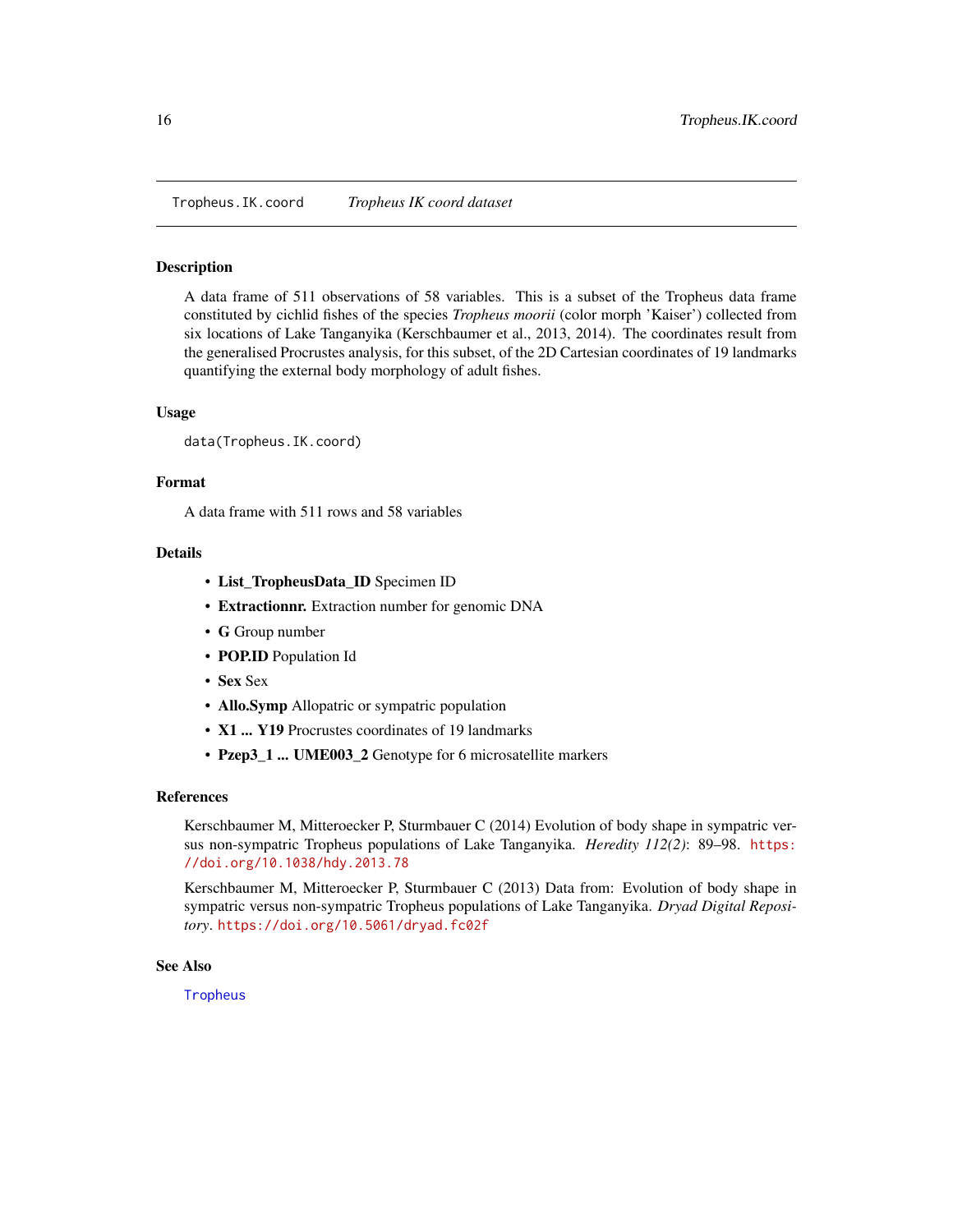Tropheus.IK.coord *Tropheus IK coord dataset*

## Description

A data frame of 511 observations of 58 variables. This is a subset of the Tropheus data frame constituted by cichlid fishes of the species *Tropheus moorii* (color morph 'Kaiser') collected from six locations of Lake Tanganyika (Kerschbaumer et al., 2013, 2014). The coordinates result from the generalised Procrustes analysis, for this subset, of the 2D Cartesian coordinates of 19 landmarks quantifying the external body morphology of adult fishes.

## Usage

```
data(Tropheus.IK.coord)
```

## Format

A data frame with 511 rows and 58 variables

## Details

- **List_TropheusData_ID** Specimen ID
- **Extractionnr.** Extraction number for genomic DNA
- **G** Group number
- **POP.ID** Population Id
- **Sex** Sex
- **Allo.Symp** Allopatric or sympatric population
- **X1 ... Y19** Procrustes coordinates of 19 landmarks
- **Pzep3_1 ... UME003_2** Genotype for 6 microsatellite markers

## References

Kerschbaumer M, Mitteroecker P, Sturmbauer C (2014) Evolution of body shape in sympatric versus non-sympatric Tropheus populations of Lake Tanganyika. *Heredity 112(2)*: 89–98. https://doi.org/10.1038/hdy.2013.78

Kerschbaumer M, Mitteroecker P, Sturmbauer C (2013) Data from: Evolution of body shape in sympatric versus non-sympatric Tropheus populations of Lake Tanganyika. *Dryad Digital Repository*. https://doi.org/10.5061/dryad.fc02f

## See Also

Tropheus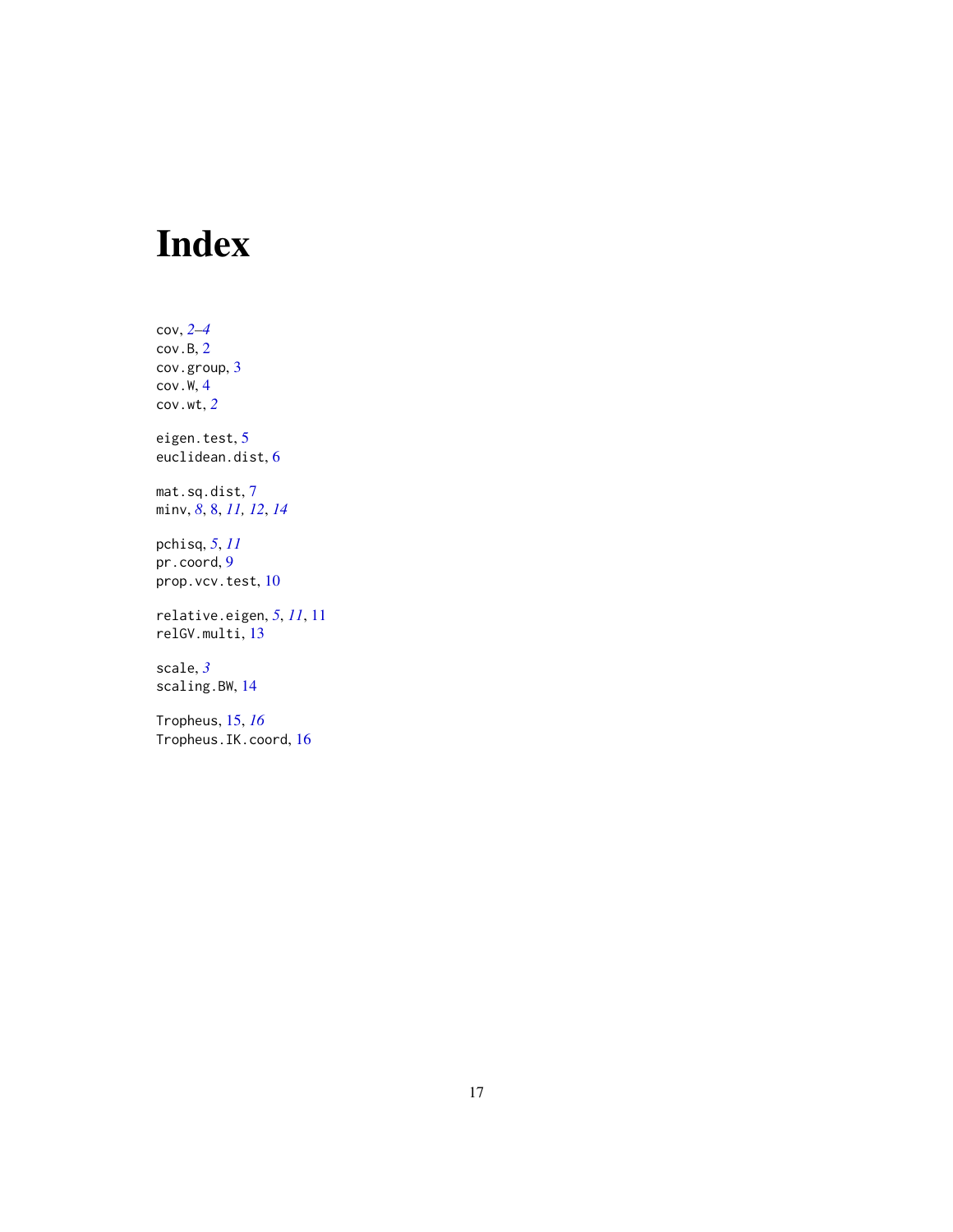# Index

cov, *2–4*
cov.B, 2
cov.group, 3
cov.W, 4
cov.wt, *2*

eigen.test, 5
euclidean.dist, 6

mat.sq.dist, 7
minv, *8*, 8, *11*, *12*, *14*

pchisq, *5*, *11*
pr.coord, 9
prop.vcv.test, 10

relative.eigen, *5*, *11*, 11
relGV.multi, 13

scale, *3*
scaling.BW, 14

Tropheus, 15, *16*
Tropheus.IK.coord, 16